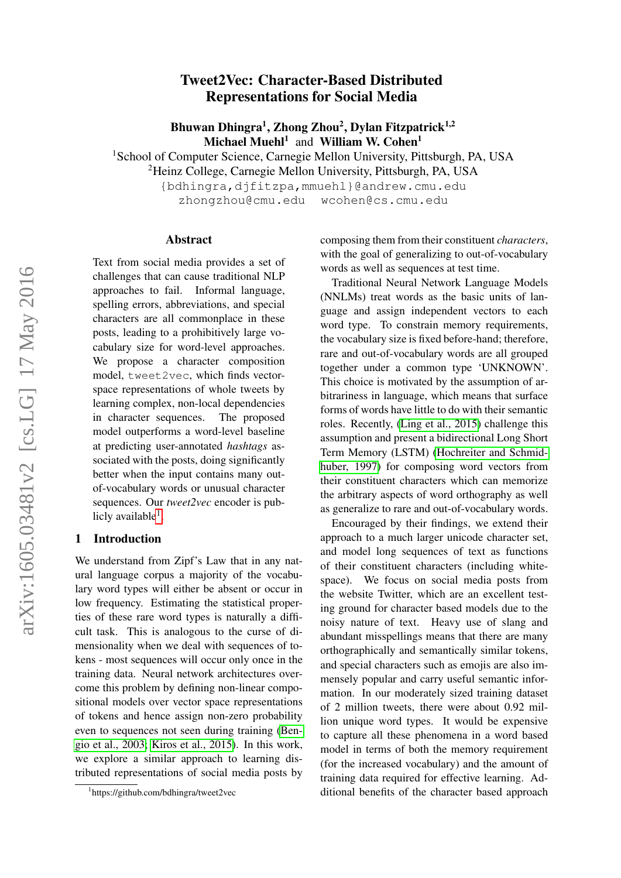# Tweet2Vec: Character-Based Distributed Representations for Social Media

**Bhuwan Dhingra[1], Zhong Zhou[2], Dylan Fitzpatrick[1,2]**
**Michael Muehl[1] and William W. Cohen[1]**

[1]School of Computer Science, Carnegie Mellon University, Pittsburgh, PA, USA
[2]Heinz College, Carnegie Mellon University, Pittsburgh, PA, USA

{bhingra,djfitzpa,mmuehl}@andrew.cmu.edu
zhongzhou@cmu.edu wcohen@cs.cmu.edu

## Abstract

Text from social media provides a set of challenges that can cause traditional NLP approaches to fail. Informal language, spelling errors, abbreviations, and special characters are all commonplace in these posts, leading to a prohibitively large vocabulary size for word-level approaches. We propose a character composition model, `tweet2vec`, which finds vector-space representations of whole tweets by learning complex, non-local dependencies in character sequences. The proposed model outperforms a word-level baseline at predicting user-annotated *hashtags* associated with the posts, doing significantly better when the input contains many out-of-vocabulary words or unusual character sequences. Our *tweet2vec* encoder is publicly available[1].

## 1 Introduction

We understand from Zipf's Law that in any natural language corpus a majority of the vocabulary word types will either be absent or occur in low frequency. Estimating the statistical properties of these rare word types is naturally a difficult task. This is analogous to the curse of dimensionality when we deal with sequences of tokens - most sequences will occur only once in the training data. Neural network architectures overcome this problem by defining non-linear compositional models over vector space representations of tokens and hence assign non-zero probability even to sequences not seen during training (Bengio et al., 2003; Kiros et al., 2015). In this work, we explore a similar approach to learning distributed representations of social media posts by composing them from their constituent *characters*, with the goal of generalizing to out-of-vocabulary words as well as sequences at test time.

Traditional Neural Network Language Models (NNLMs) treat words as the basic units of language and assign independent vectors to each word type. To constrain memory requirements, the vocabulary size is fixed before-hand; therefore, rare and out-of-vocabulary words are all grouped together under a common type 'UNKNOWN'. This choice is motivated by the assumption of arbitrariness in language, which means that surface forms of words have little to do with their semantic roles. Recently, (Ling et al., 2015) challenge this assumption and present a bidirectional Long Short Term Memory (LSTM) (Hochreiter and Schmidhuber, 1997) for composing word vectors from their constituent characters which can memorize the arbitrary aspects of word orthography as well as generalize to rare and out-of-vocabulary words.

Encouraged by their findings, we extend their approach to a much larger unicode character set, and model long sequences of text as functions of their constituent characters (including white-space). We focus on social media posts from the website Twitter, which are an excellent testing ground for character based models due to the noisy nature of text. Heavy use of slang and abundant misspellings means that there are many orthographically and semantically similar tokens, and special characters such as emojis are also immensely popular and carry useful semantic information. In our moderately sized training dataset of 2 million tweets, there were about 0.92 million unique word types. It would be expensive to capture all these phenomena in a word based model in terms of both the memory requirement (for the increased vocabulary) and the amount of training data required for effective learning. Additional benefits of the character based approach

[1]https://github.com/bdhingra/tweet2vec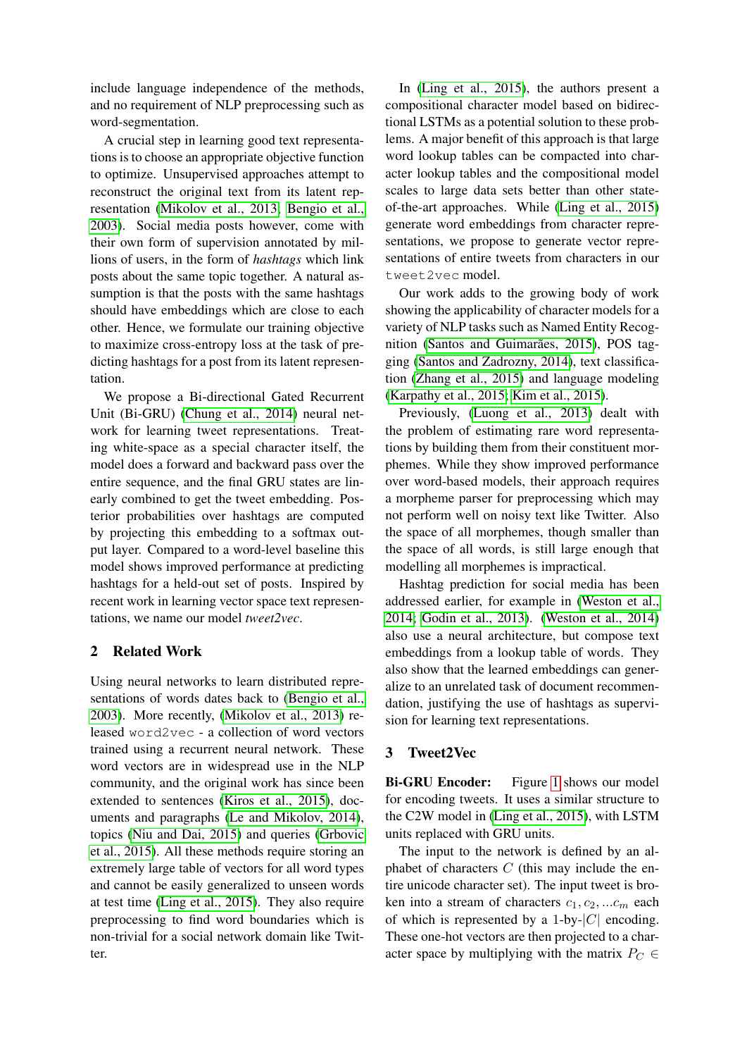include language independence of the methods, and no requirement of NLP preprocessing such as word-segmentation.

A crucial step in learning good text representations is to choose an appropriate objective function to optimize. Unsupervised approaches attempt to reconstruct the original text from its latent representation (Mikolov et al., 2013; Bengio et al., 2003). Social media posts however, come with their own form of supervision annotated by millions of users, in the form of *hashtags* which link posts about the same topic together. A natural assumption is that the posts with the same hashtags should have embeddings which are close to each other. Hence, we formulate our training objective to maximize cross-entropy loss at the task of predicting hashtags for a post from its latent representation.

We propose a Bi-directional Gated Recurrent Unit (Bi-GRU) (Chung et al., 2014) neural network for learning tweet representations. Treating white-space as a special character itself, the model does a forward and backward pass over the entire sequence, and the final GRU states are linearly combined to get the tweet embedding. Posterior probabilities over hashtags are computed by projecting this embedding to a softmax output layer. Compared to a word-level baseline this model shows improved performance at predicting hashtags for a held-out set of posts. Inspired by recent work in learning vector space text representations, we name our model *tweet2vec*.

## 2 Related Work

Using neural networks to learn distributed representations of words dates back to (Bengio et al., 2003). More recently, (Mikolov et al., 2013) released `word2vec` - a collection of word vectors trained using a recurrent neural network. These word vectors are in widespread use in the NLP community, and the original work has since been extended to sentences (Kiros et al., 2015), documents and paragraphs (Le and Mikolov, 2014), topics (Niu and Dai, 2015) and queries (Grbovic et al., 2015). All these methods require storing an extremely large table of vectors for all word types and cannot be easily generalized to unseen words at test time (Ling et al., 2015). They also require preprocessing to find word boundaries which is non-trivial for a social network domain like Twitter.

In (Ling et al., 2015), the authors present a compositional character model based on bidirectional LSTMs as a potential solution to these problems. A major benefit of this approach is that large word lookup tables can be compacted into character lookup tables and the compositional model scales to large data sets better than other state-of-the-art approaches. While (Ling et al., 2015) generate word embeddings from character representations, we propose to generate vector representations of entire tweets from characters in our `tweet2vec` model.

Our work adds to the growing body of work showing the applicability of character models for a variety of NLP tasks such as Named Entity Recognition (Santos and Guimarães, 2015), POS tagging (Santos and Zadrozny, 2014), text classification (Zhang et al., 2015) and language modeling (Karpathy et al., 2015; Kim et al., 2015).

Previously, (Luong et al., 2013) dealt with the problem of estimating rare word representations by building them from their constituent morphemes. While they show improved performance over word-based models, their approach requires a morpheme parser for preprocessing which may not perform well on noisy text like Twitter. Also the space of all morphemes, though smaller than the space of all words, is still large enough that modelling all morphemes is impractical.

Hashtag prediction for social media has been addressed earlier, for example in (Weston et al., 2014; Godin et al., 2013). (Weston et al., 2014) also use a neural architecture, but compose text embeddings from a lookup table of words. They also show that the learned embeddings can generalize to an unrelated task of document recommendation, justifying the use of hashtags as supervision for learning text representations.

## 3 Tweet2Vec

**Bi-GRU Encoder:** Figure 1 shows our model for encoding tweets. It uses a similar structure to the C2W model in (Ling et al., 2015), with LSTM units replaced with GRU units.

The input to the network is defined by an alphabet of characters $C$ (this may include the entire unicode character set). The input tweet is broken into a stream of characters $c_1, c_2, ...c_m$ each of which is represented by a 1-by-$|C|$ encoding. These one-hot vectors are then projected to a character space by multiplying with the matrix $P_C \in$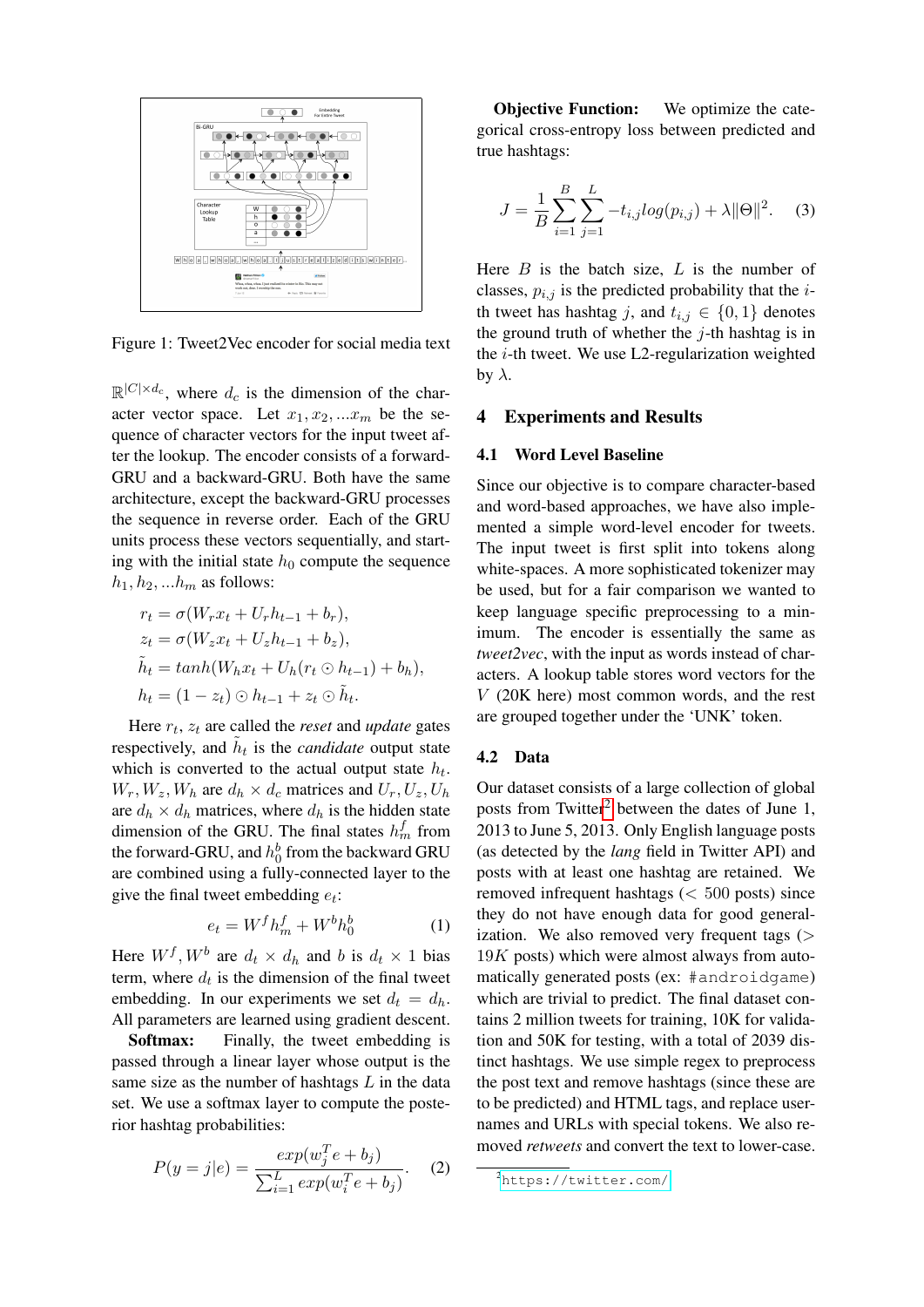Figure 1: Tweet2Vec encoder for social media text

$\mathbb{R}^{|C| \times d_c}$, where $d_c$ is the dimension of the character vector space. Let $x_1, x_2, ...x_m$ be the sequence of character vectors for the input tweet after the lookup. The encoder consists of a forward-GRU and a backward-GRU. Both have the same architecture, except the backward-GRU processes the sequence in reverse order. Each of the GRU units process these vectors sequentially, and starting with the initial state $h_0$ compute the sequence $h_1, h_2, ...h_m$ as follows:

$$
\begin{aligned}
r_t &= \sigma(W_r x_t + U_r h_{t-1} + b_r), \\
z_t &= \sigma(W_z x_t + U_z h_{t-1} + b_z), \\
\tilde{h}_t &= tanh(W_h x_t + U_h(r_t \odot h_{t-1}) + b_h), \\
h_t &= (1 - z_t) \odot h_{t-1} + z_t \odot \tilde{h}_t.
\end{aligned}
$$

Here $r_t$, $z_t$ are called the *reset* and *update* gates respectively, and $\tilde{h}_t$ is the *candidate* output state which is converted to the actual output state $h_t$. $W_r, W_z, W_h$ are $d_h \times d_c$ matrices and $U_r, U_z, U_h$ are $d_h \times d_h$ matrices, where $d_h$ is the hidden state dimension of the GRU. The final states $h_m^f$ from the forward-GRU, and $h_0^b$ from the backward GRU are combined using a fully-connected layer to the give the final tweet embedding $e_t$:

$$
e_t = W^f h_m^f + W^b h_0^b \tag{1}
$$

Here $W^f, W^b$ are $d_t \times d_h$ and $b$ is $d_t \times 1$ bias term, where $d_t$ is the dimension of the final tweet embedding. In our experiments we set $d_t = d_h$. All parameters are learned using gradient descent.

**Softmax:** Finally, the tweet embedding is passed through a linear layer whose output is the same size as the number of hashtags $L$ in the data set. We use a softmax layer to compute the posterior hashtag probabilities:

$$
P(y = j|e) = \frac{exp(w_j^T e + b_j)}{\sum_{i=1}^{L} exp(w_i^T e + b_j)}. \tag{2}
$$

**Objective Function:** We optimize the categorical cross-entropy loss between predicted and true hashtags:

$$
J = \frac{1}{B} \sum_{i=1}^{B} \sum_{j=1}^{L} -t_{i,j} log(p_{i,j}) + \lambda \|\Theta\|^2. \tag{3}
$$

Here $B$ is the batch size, $L$ is the number of classes, $p_{i,j}$ is the predicted probability that the $i$-th tweet has hashtag $j$, and $t_{i,j} \in \{0, 1\}$ denotes the ground truth of whether the $j$-th hashtag is in the $i$-th tweet. We use L2-regularization weighted by $\lambda$.

## 4 Experiments and Results

### 4.1 Word Level Baseline

Since our objective is to compare character-based and word-based approaches, we have also implemented a simple word-level encoder for tweets. The input tweet is first split into tokens along white-spaces. A more sophisticated tokenizer may be used, but for a fair comparison we wanted to keep language specific preprocessing to a minimum. The encoder is essentially the same as *tweet2vec*, with the input as words instead of characters. A lookup table stores word vectors for the $V$ (20K here) most common words, and the rest are grouped together under the 'UNK' token.

### 4.2 Data

Our dataset consists of a large collection of global posts from Twitter[2] between the dates of June 1, 2013 to June 5, 2013. Only English language posts (as detected by the *lang* field in Twitter API) and posts with at least one hashtag are retained. We removed infrequent hashtags ($<$ 500 posts) since they do not have enough data for good generalization. We also removed very frequent tags ($>$ 19$K$ posts) which were almost always from automatically generated posts (ex: `#androidgame`) which are trivial to predict. The final dataset contains 2 million tweets for training, 10K for validation and 50K for testing, with a total of 2039 distinct hashtags. We use simple regex to preprocess the post text and remove hashtags (since these are to be predicted) and HTML tags, and replace usernames and URLs with special tokens. We also removed *retweets* and convert the text to lower-case.

[2] `https://twitter.com/`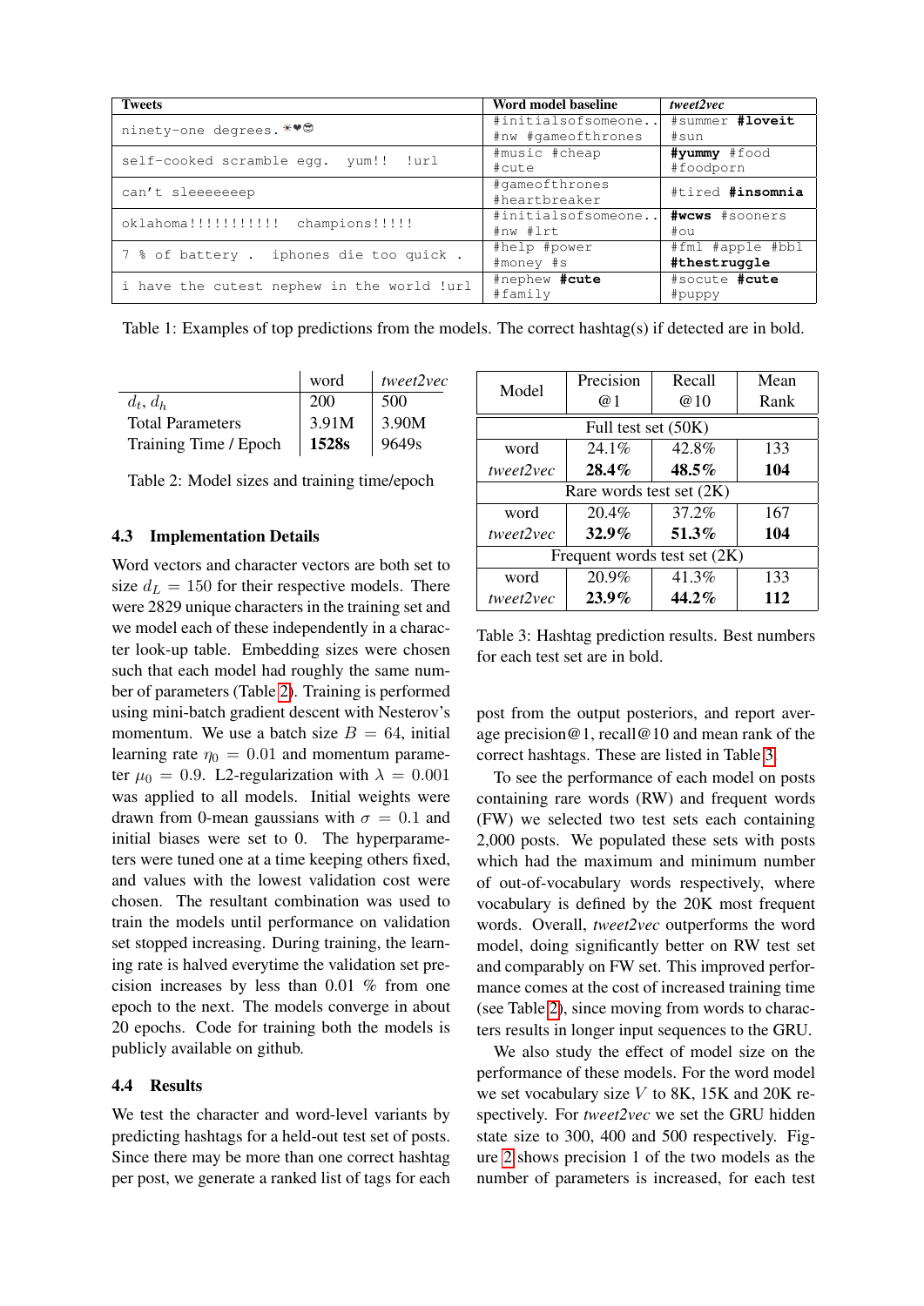| Tweets | Word model baseline | *tweet2vec* |
|---|---|---|
| ninety-one degrees. ☀❤😎 | #initialsofsomeone.. #nw #gameofthrones | #summer **#loveit** #sun |
| self-cooked scramble egg. yum!! !url | #music #cheap #cute | **#yummy** #food #foodporn |
| can't sleeeeeeep | #gameofthrones #heartbreaker | #tired **#insomnia** |
| oklahoma!!!!!!!!!!! champions!!!!! | #initialsofsomeone.. #nw #lrt | **#wcws** #sooners #ou |
| 7 % of battery . iphones die too quick . | #help #power #money #s | #fml #apple #bbl **#thestruggle** |
| i have the cutest nephew in the world !url | #nephew **#cute** #family | #socute **#cute** #puppy |

Table 1: Examples of top predictions from the models. The correct hashtag(s) if detected are in bold.

| | word | *tweet2vec* |
|---|---|---|
| $d_t$, $d_h$ | 200 | 500 |
| Total Parameters | 3.91M | 3.90M |
| Training Time / Epoch | **1528s** | 9649s |

Table 2: Model sizes and training time/epoch

### 4.3 Implementation Details

Word vectors and character vectors are both set to size $d_L = 150$ for their respective models. There were 2829 unique characters in the training set and we model each of these independently in a character look-up table. Embedding sizes were chosen such that each model had roughly the same number of parameters (Table 2). Training is performed using mini-batch gradient descent with Nesterov's momentum. We use a batch size $B = 64$, initial learning rate $\eta_0 = 0.01$ and momentum parameter $\mu_0 = 0.9$. L2-regularization with $\lambda = 0.001$ was applied to all models. Initial weights were drawn from 0-mean gaussians with $\sigma = 0.1$ and initial biases were set to 0. The hyperparameters were tuned one at a time keeping others fixed, and values with the lowest validation cost were chosen. The resultant combination was used to train the models until performance on validation set stopped increasing. During training, the learning rate is halved everytime the validation set precision increases by less than 0.01 % from one epoch to the next. The models converge in about 20 epochs. Code for training both the models is publicly available on github.

### 4.4 Results

We test the character and word-level variants by predicting hashtags for a held-out test set of posts. Since there may be more than one correct hashtag per post, we generate a ranked list of tags for each post from the output posteriors, and report average precision@1, recall@10 and mean rank of the correct hashtags. These are listed in Table 3.

| Model | Precision @1 | Recall @10 | Mean Rank |
|---|---|---|---|
| Full test set (50K) | | | |
| word | 24.1% | 42.8% | 133 |
| *tweet2vec* | **28.4%** | **48.5%** | **104** |
| Rare words test set (2K) | | | |
| word | 20.4% | 37.2% | 167 |
| *tweet2vec* | **32.9%** | **51.3%** | **104** |
| Frequent words test set (2K) | | | |
| word | 20.9% | 41.3% | 133 |
| *tweet2vec* | **23.9%** | **44.2%** | **112** |

Table 3: Hashtag prediction results. Best numbers for each test set are in bold.

To see the performance of each model on posts containing rare words (RW) and frequent words (FW) we selected two test sets each containing 2,000 posts. We populated these sets with posts which had the maximum and minimum number of out-of-vocabulary words respectively, where vocabulary is defined by the 20K most frequent words. Overall, *tweet2vec* outperforms the word model, doing significantly better on RW test set and comparably on FW set. This improved performance comes at the cost of increased training time (see Table 2), since moving from words to characters results in longer input sequences to the GRU.

We also study the effect of model size on the performance of these models. For the word model we set vocabulary size $V$ to 8K, 15K and 20K respectively. For *tweet2vec* we set the GRU hidden state size to 300, 400 and 500 respectively. Figure 2 shows precision 1 of the two models as the number of parameters is increased, for each test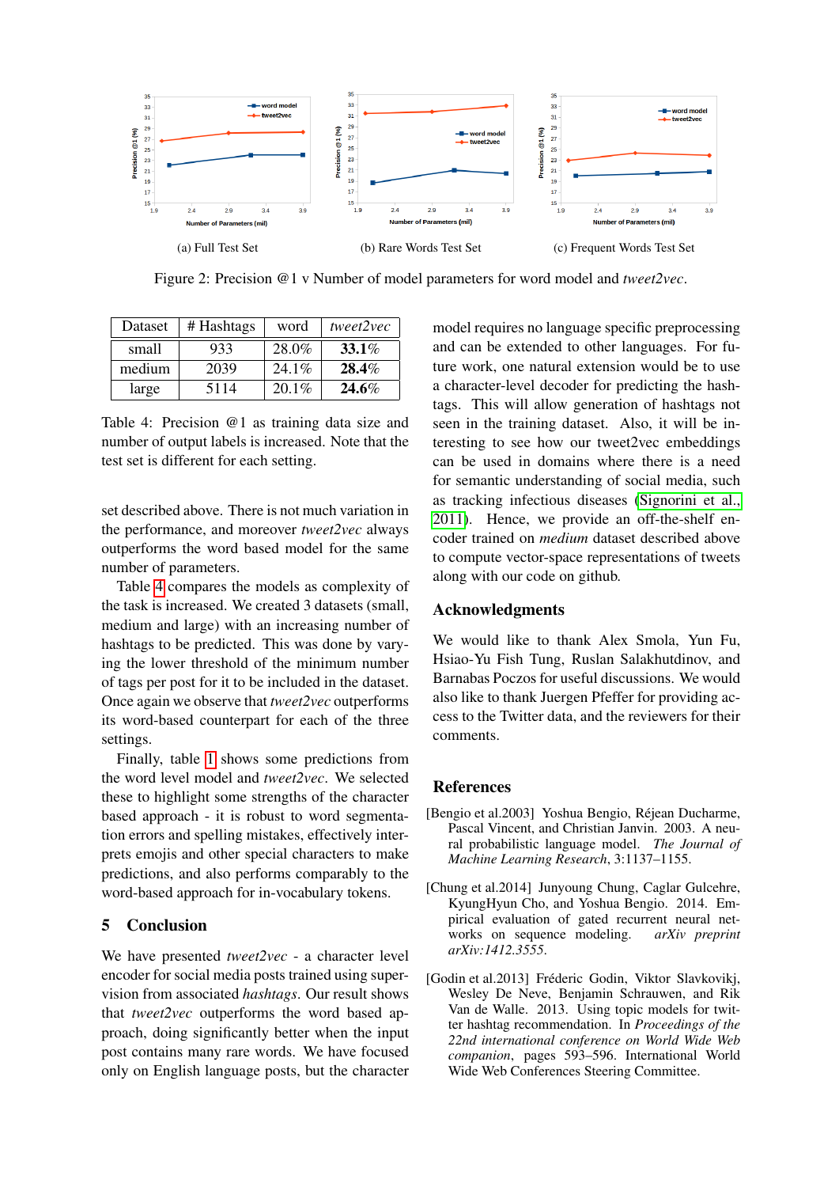(a) Full Test Set

(b) Rare Words Test Set

(c) Frequent Words Test Set

Figure 2: Precision @1 v Number of model parameters for word model and *tweet2vec*.

| Dataset | # Hashtags | word | *tweet2vec* |
|---|---|---|---|
| small | 933 | 28.0% | **33.1%** |
| medium | 2039 | 24.1% | **28.4%** |
| large | 5114 | 20.1% | **24.6%** |

Table 4: Precision @1 as training data size and number of output labels is increased. Note that the test set is different for each setting.

set described above. There is not much variation in the performance, and moreover *tweet2vec* always outperforms the word based model for the same number of parameters.

Table 4 compares the models as complexity of the task is increased. We created 3 datasets (small, medium and large) with an increasing number of hashtags to be predicted. This was done by varying the lower threshold of the minimum number of tags per post for it to be included in the dataset. Once again we observe that *tweet2vec* outperforms its word-based counterpart for each of the three settings.

Finally, table 1 shows some predictions from the word level model and *tweet2vec*. We selected these to highlight some strengths of the character based approach - it is robust to word segmentation errors and spelling mistakes, effectively interprets emojis and other special characters to make predictions, and also performs comparably to the word-based approach for in-vocabulary tokens.

## 5 Conclusion

We have presented *tweet2vec* - a character level encoder for social media posts trained using supervision from associated *hashtags*. Our result shows that *tweet2vec* outperforms the word based approach, doing significantly better when the input post contains many rare words. We have focused only on English language posts, but the character model requires no language specific preprocessing and can be extended to other languages. For future work, one natural extension would be to use a character-level decoder for predicting the hashtags. This will allow generation of hashtags not seen in the training dataset. Also, it will be interesting to see how our tweet2vec embeddings can be used in domains where there is a need for semantic understanding of social media, such as tracking infectious diseases (Signorini et al., 2011). Hence, we provide an off-the-shelf encoder trained on *medium* dataset described above to compute vector-space representations of tweets along with our code on github.

## Acknowledgments

We would like to thank Alex Smola, Yun Fu, Hsiao-Yu Fish Tung, Ruslan Salakhutdinov, and Barnabas Poczos for useful discussions. We would also like to thank Juergen Pfeffer for providing access to the Twitter data, and the reviewers for their comments.

## References

[Bengio et al.2003] Yoshua Bengio, Réjean Ducharme, Pascal Vincent, and Christian Janvin. 2003. A neural probabilistic language model. *The Journal of Machine Learning Research*, 3:1137–1155.

[Chung et al.2014] Junyoung Chung, Caglar Gulcehre, KyungHyun Cho, and Yoshua Bengio. 2014. Empirical evaluation of gated recurrent neural networks on sequence modeling. *arXiv preprint arXiv:1412.3555*.

[Godin et al.2013] Fréderic Godin, Viktor Slavkovikj, Wesley De Neve, Benjamin Schrauwen, and Rik Van de Walle. 2013. Using topic models for twitter hashtag recommendation. In *Proceedings of the 22nd international conference on World Wide Web companion*, pages 593–596. International World Wide Web Conferences Steering Committee.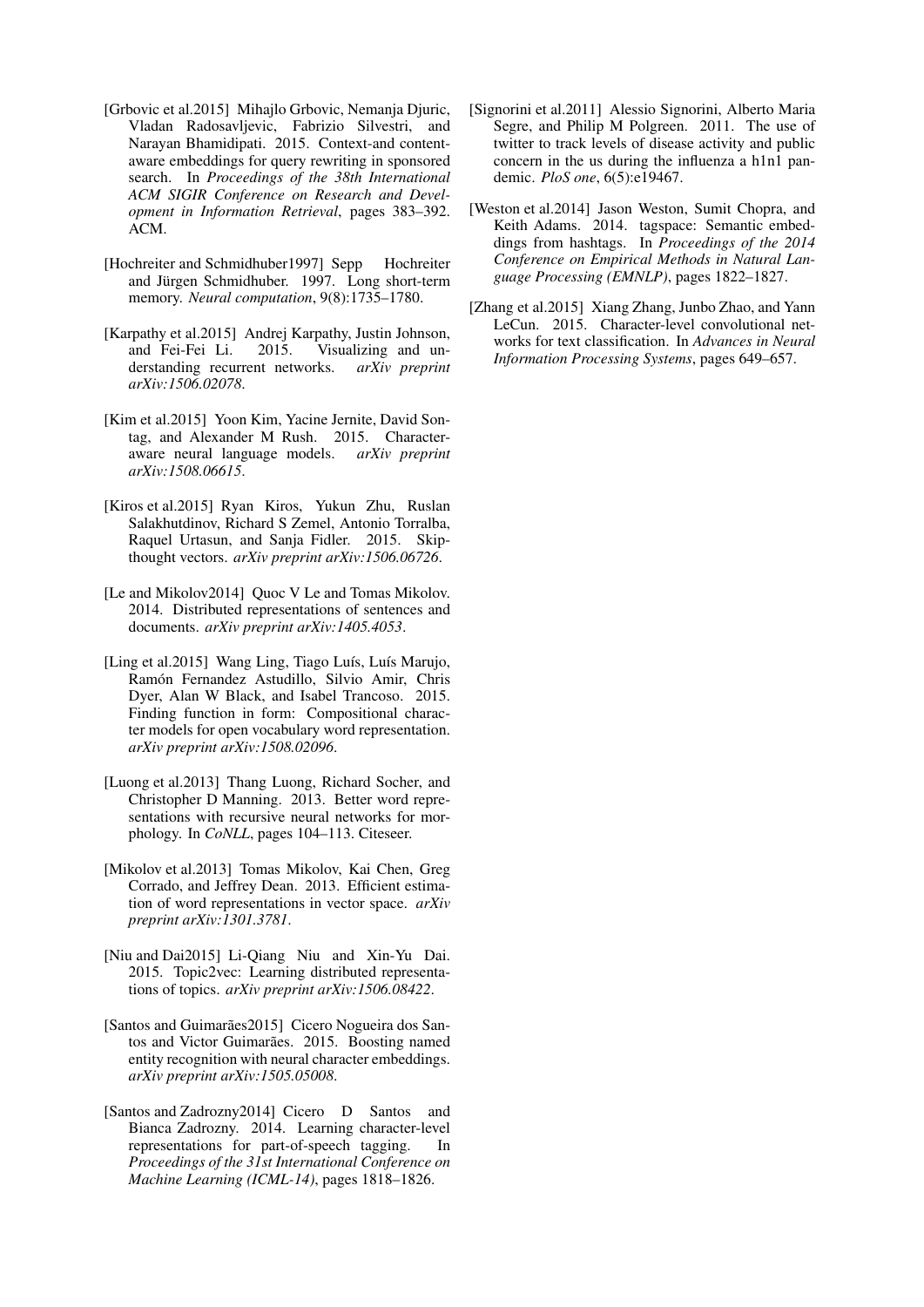[Grbovic et al.2015] Mihajlo Grbovic, Nemanja Djuric, Vladan Radosavljevic, Fabrizio Silvestri, and Narayan Bhamidipati. 2015. Context-and content-aware embeddings for query rewriting in sponsored search. In *Proceedings of the 38th International ACM SIGIR Conference on Research and Development in Information Retrieval*, pages 383–392. ACM.

[Hochreiter and Schmidhuber1997] Sepp Hochreiter and Jürgen Schmidhuber. 1997. Long short-term memory. *Neural computation*, 9(8):1735–1780.

[Karpathy et al.2015] Andrej Karpathy, Justin Johnson, and Fei-Fei Li. 2015. Visualizing and understanding recurrent networks. *arXiv preprint arXiv:1506.02078*.

[Kim et al.2015] Yoon Kim, Yacine Jernite, David Sontag, and Alexander M Rush. 2015. Character-aware neural language models. *arXiv preprint arXiv:1508.06615*.

[Kiros et al.2015] Ryan Kiros, Yukun Zhu, Ruslan Salakhutdinov, Richard S Zemel, Antonio Torralba, Raquel Urtasun, and Sanja Fidler. 2015. Skip-thought vectors. *arXiv preprint arXiv:1506.06726*.

[Le and Mikolov2014] Quoc V Le and Tomas Mikolov. 2014. Distributed representations of sentences and documents. *arXiv preprint arXiv:1405.4053*.

[Ling et al.2015] Wang Ling, Tiago Luís, Luís Marujo, Ramón Fernandez Astudillo, Silvio Amir, Chris Dyer, Alan W Black, and Isabel Trancoso. 2015. Finding function in form: Compositional character models for open vocabulary word representation. *arXiv preprint arXiv:1508.02096*.

[Luong et al.2013] Thang Luong, Richard Socher, and Christopher D Manning. 2013. Better word representations with recursive neural networks for morphology. In *CoNLL*, pages 104–113. Citeseer.

[Mikolov et al.2013] Tomas Mikolov, Kai Chen, Greg Corrado, and Jeffrey Dean. 2013. Efficient estimation of word representations in vector space. *arXiv preprint arXiv:1301.3781*.

[Niu and Dai2015] Li-Qiang Niu and Xin-Yu Dai. 2015. Topic2vec: Learning distributed representations of topics. *arXiv preprint arXiv:1506.08422*.

[Santos and Guimarães2015] Cicero Nogueira dos Santos and Victor Guimarães. 2015. Boosting named entity recognition with neural character embeddings. *arXiv preprint arXiv:1505.05008*.

[Santos and Zadrozny2014] Cicero D Santos and Bianca Zadrozny. 2014. Learning character-level representations for part-of-speech tagging. In *Proceedings of the 31st International Conference on Machine Learning (ICML-14)*, pages 1818–1826.

[Signorini et al.2011] Alessio Signorini, Alberto Maria Segre, and Philip M Polgreen. 2011. The use of twitter to track levels of disease activity and public concern in the us during the influenza a h1n1 pandemic. *PloS one*, 6(5):e19467.

[Weston et al.2014] Jason Weston, Sumit Chopra, and Keith Adams. 2014. tagspace: Semantic embeddings from hashtags. In *Proceedings of the 2014 Conference on Empirical Methods in Natural Language Processing (EMNLP)*, pages 1822–1827.

[Zhang et al.2015] Xiang Zhang, Junbo Zhao, and Yann LeCun. 2015. Character-level convolutional networks for text classification. In *Advances in Neural Information Processing Systems*, pages 649–657.